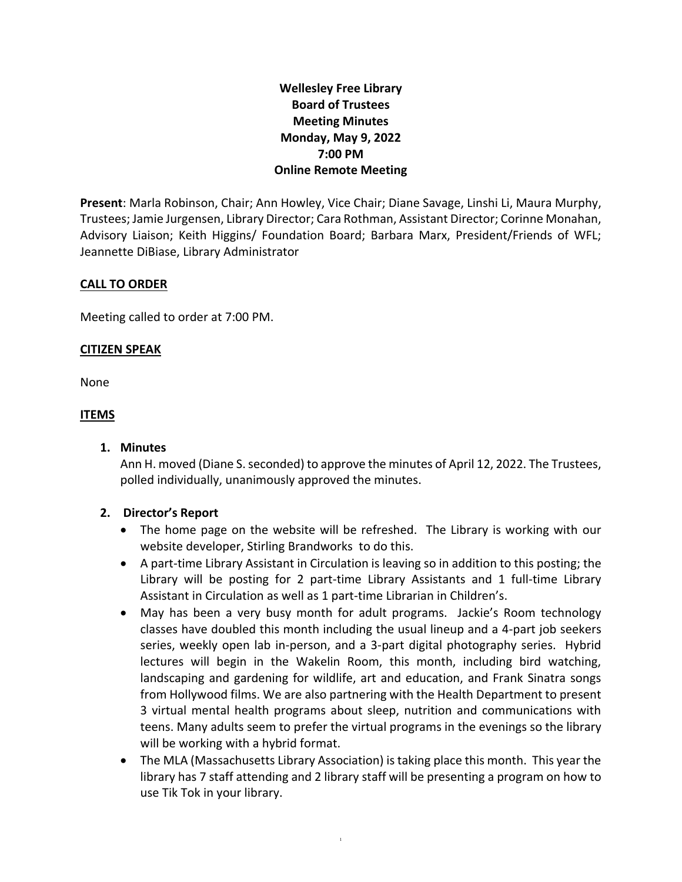**Wellesley Free Library**
**Board of Trustees**
**Meeting Minutes**
**Monday, May 9, 2022**
**7:00 PM**
**Online Remote Meeting**

**Present**: Marla Robinson, Chair; Ann Howley, Vice Chair; Diane Savage, Linshi Li, Maura Murphy, Trustees; Jamie Jurgensen, Library Director; Cara Rothman, Assistant Director; Corinne Monahan, Advisory Liaison; Keith Higgins/ Foundation Board; Barbara Marx, President/Friends of WFL; Jeannette DiBiase, Library Administrator

## CALL TO ORDER

Meeting called to order at 7:00 PM.

## CITIZEN SPEAK

None

## ITEMS

1. **Minutes**
   Ann H. moved (Diane S. seconded) to approve the minutes of April 12, 2022. The Trustees, polled individually, unanimously approved the minutes.

2. **Director's Report**
   - The home page on the website will be refreshed. The Library is working with our website developer, Stirling Brandworks to do this.
   - A part-time Library Assistant in Circulation is leaving so in addition to this posting; the Library will be posting for 2 part-time Library Assistants and 1 full-time Library Assistant in Circulation as well as 1 part-time Librarian in Children's.
   - May has been a very busy month for adult programs. Jackie's Room technology classes have doubled this month including the usual lineup and a 4-part job seekers series, weekly open lab in-person, and a 3-part digital photography series. Hybrid lectures will begin in the Wakelin Room, this month, including bird watching, landscaping and gardening for wildlife, art and education, and Frank Sinatra songs from Hollywood films. We are also partnering with the Health Department to present 3 virtual mental health programs about sleep, nutrition and communications with teens. Many adults seem to prefer the virtual programs in the evenings so the library will be working with a hybrid format.
   - The MLA (Massachusetts Library Association) is taking place this month. This year the library has 7 staff attending and 2 library staff will be presenting a program on how to use Tik Tok in your library.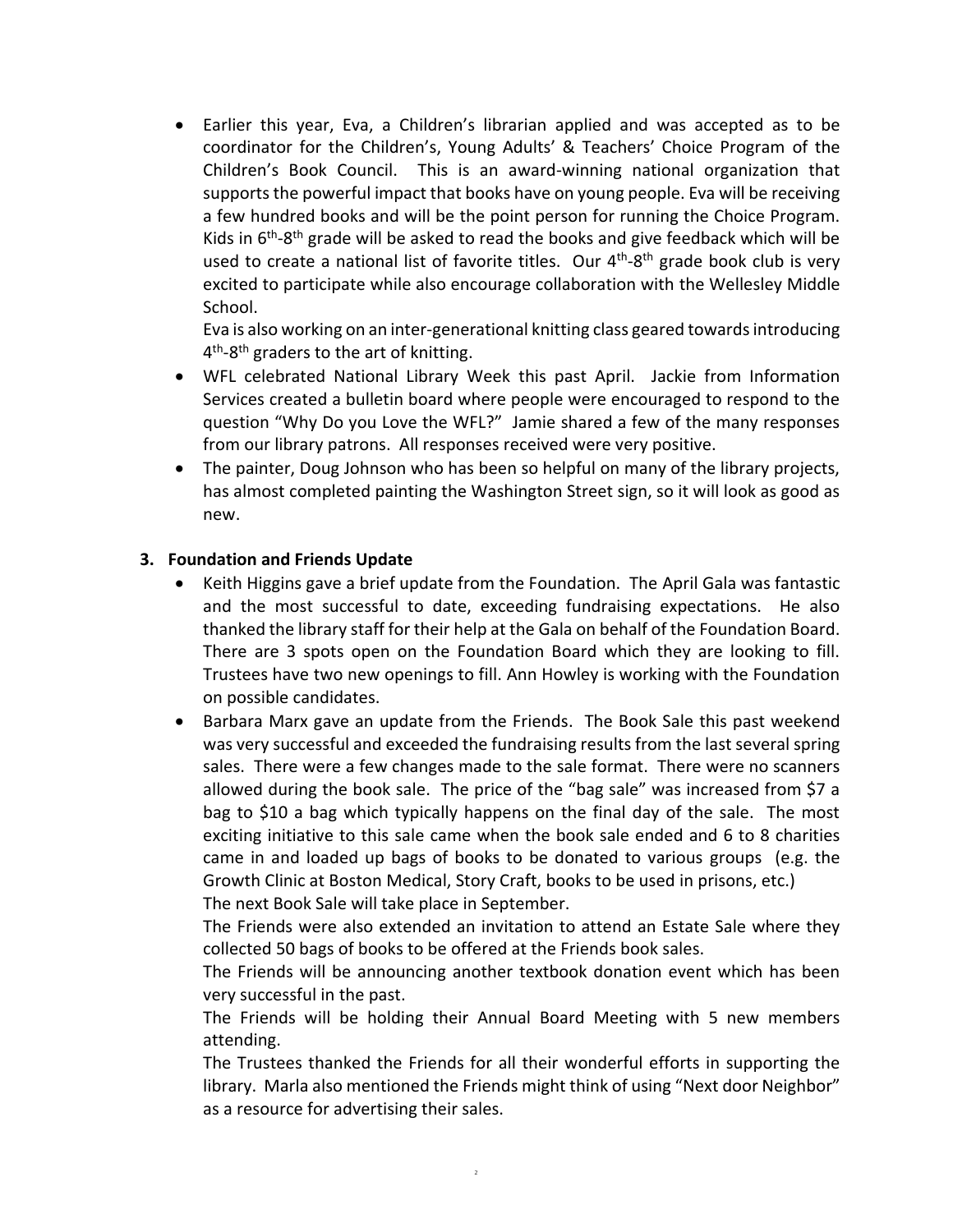- Earlier this year, Eva, a Children's librarian applied and was accepted as to be coordinator for the Children's, Young Adults' & Teachers' Choice Program of the Children's Book Council. This is an award-winning national organization that supports the powerful impact that books have on young people. Eva will be receiving a few hundred books and will be the point person for running the Choice Program. Kids in 6th-8th grade will be asked to read the books and give feedback which will be used to create a national list of favorite titles. Our 4th-8th grade book club is very excited to participate while also encourage collaboration with the Wellesley Middle School.

  Eva is also working on an inter-generational knitting class geared towards introducing 4th-8th graders to the art of knitting.
- WFL celebrated National Library Week this past April. Jackie from Information Services created a bulletin board where people were encouraged to respond to the question "Why Do you Love the WFL?" Jamie shared a few of the many responses from our library patrons. All responses received were very positive.
- The painter, Doug Johnson who has been so helpful on many of the library projects, has almost completed painting the Washington Street sign, so it will look as good as new.

### 3. Foundation and Friends Update

- Keith Higgins gave a brief update from the Foundation. The April Gala was fantastic and the most successful to date, exceeding fundraising expectations. He also thanked the library staff for their help at the Gala on behalf of the Foundation Board. There are 3 spots open on the Foundation Board which they are looking to fill. Trustees have two new openings to fill. Ann Howley is working with the Foundation on possible candidates.
- Barbara Marx gave an update from the Friends. The Book Sale this past weekend was very successful and exceeded the fundraising results from the last several spring sales. There were a few changes made to the sale format. There were no scanners allowed during the book sale. The price of the "bag sale" was increased from $7 a bag to $10 a bag which typically happens on the final day of the sale. The most exciting initiative to this sale came when the book sale ended and 6 to 8 charities came in and loaded up bags of books to be donated to various groups (e.g. the Growth Clinic at Boston Medical, Story Craft, books to be used in prisons, etc.)

  The next Book Sale will take place in September.

  The Friends were also extended an invitation to attend an Estate Sale where they collected 50 bags of books to be offered at the Friends book sales.

  The Friends will be announcing another textbook donation event which has been very successful in the past.

  The Friends will be holding their Annual Board Meeting with 5 new members attending.

  The Trustees thanked the Friends for all their wonderful efforts in supporting the library. Marla also mentioned the Friends might think of using "Next door Neighbor" as a resource for advertising their sales.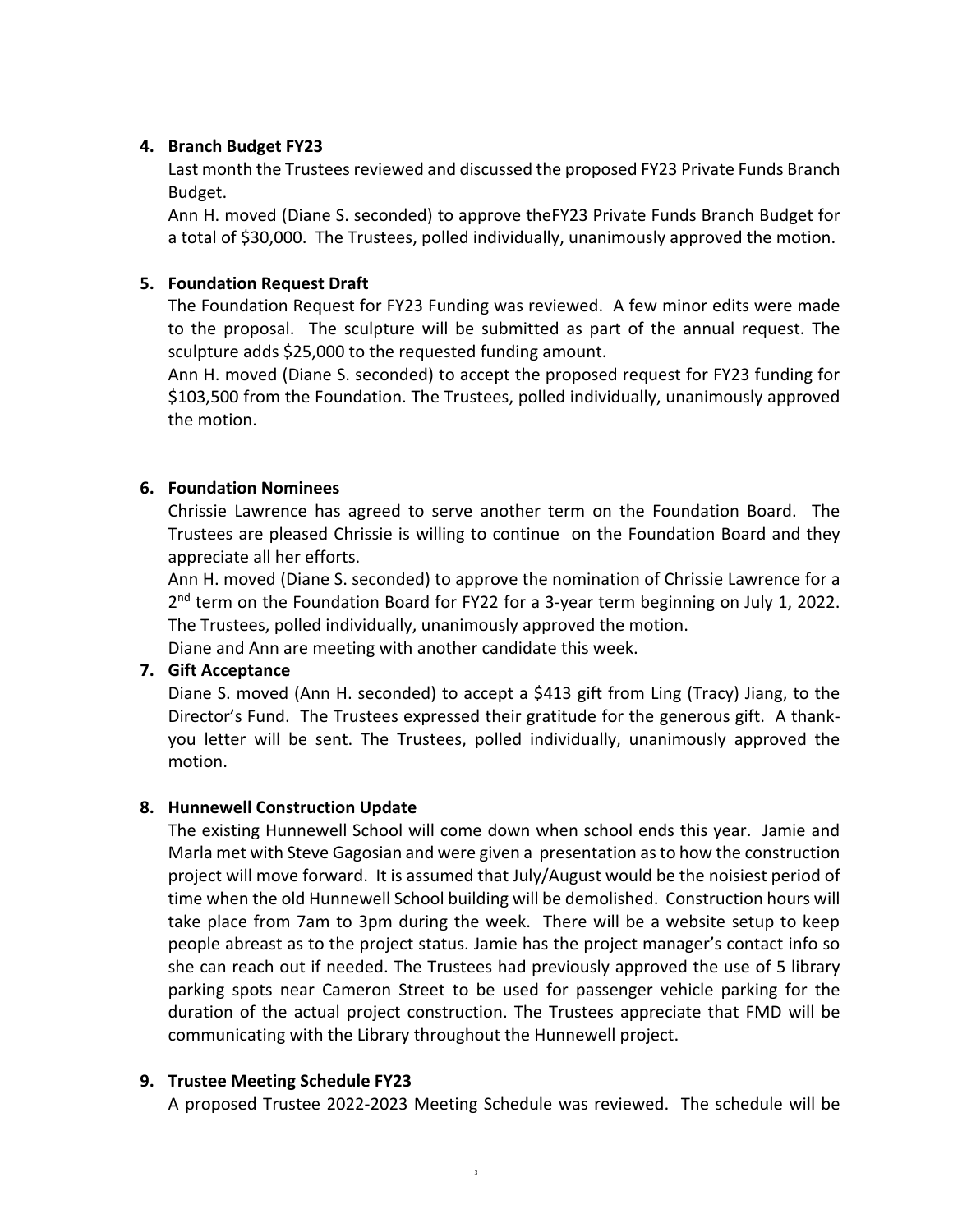4. **Branch Budget FY23**
   Last month the Trustees reviewed and discussed the proposed FY23 Private Funds Branch Budget.
   Ann H. moved (Diane S. seconded) to approve theFY23 Private Funds Branch Budget for a total of $30,000. The Trustees, polled individually, unanimously approved the motion.

5. **Foundation Request Draft**
   The Foundation Request for FY23 Funding was reviewed. A few minor edits were made to the proposal. The sculpture will be submitted as part of the annual request. The sculpture adds $25,000 to the requested funding amount.
   Ann H. moved (Diane S. seconded) to accept the proposed request for FY23 funding for $103,500 from the Foundation. The Trustees, polled individually, unanimously approved the motion.

6. **Foundation Nominees**
   Chrissie Lawrence has agreed to serve another term on the Foundation Board. The Trustees are pleased Chrissie is willing to continue on the Foundation Board and they appreciate all her efforts.
   Ann H. moved (Diane S. seconded) to approve the nomination of Chrissie Lawrence for a 2nd term on the Foundation Board for FY22 for a 3-year term beginning on July 1, 2022. The Trustees, polled individually, unanimously approved the motion.
   Diane and Ann are meeting with another candidate this week.

7. **Gift Acceptance**
   Diane S. moved (Ann H. seconded) to accept a $413 gift from Ling (Tracy) Jiang, to the Director's Fund. The Trustees expressed their gratitude for the generous gift. A thank-you letter will be sent. The Trustees, polled individually, unanimously approved the motion.

8. **Hunnewell Construction Update**
   The existing Hunnewell School will come down when school ends this year. Jamie and Marla met with Steve Gagosian and were given a presentation as to how the construction project will move forward. It is assumed that July/August would be the noisiest period of time when the old Hunnewell School building will be demolished. Construction hours will take place from 7am to 3pm during the week. There will be a website setup to keep people abreast as to the project status. Jamie has the project manager's contact info so she can reach out if needed. The Trustees had previously approved the use of 5 library parking spots near Cameron Street to be used for passenger vehicle parking for the duration of the actual project construction. The Trustees appreciate that FMD will be communicating with the Library throughout the Hunnewell project.

9. **Trustee Meeting Schedule FY23**
   A proposed Trustee 2022-2023 Meeting Schedule was reviewed. The schedule will be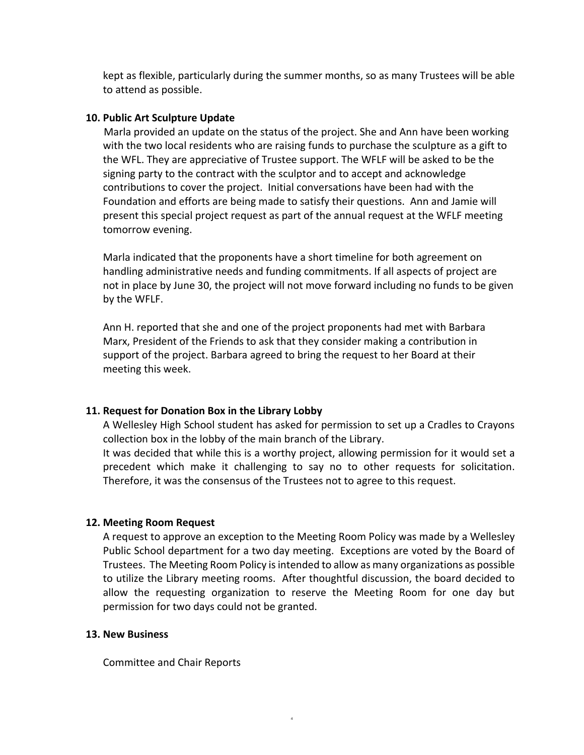kept as flexible, particularly during the summer months, so as many Trustees will be able to attend as possible.

**10. Public Art Sculpture Update**

Marla provided an update on the status of the project. She and Ann have been working with the two local residents who are raising funds to purchase the sculpture as a gift to the WFL. They are appreciative of Trustee support. The WFLF will be asked to be the signing party to the contract with the sculptor and to accept and acknowledge contributions to cover the project. Initial conversations have been had with the Foundation and efforts are being made to satisfy their questions. Ann and Jamie will present this special project request as part of the annual request at the WFLF meeting tomorrow evening.

Marla indicated that the proponents have a short timeline for both agreement on handling administrative needs and funding commitments. If all aspects of project are not in place by June 30, the project will not move forward including no funds to be given by the WFLF.

Ann H. reported that she and one of the project proponents had met with Barbara Marx, President of the Friends to ask that they consider making a contribution in support of the project. Barbara agreed to bring the request to her Board at their meeting this week.

**11. Request for Donation Box in the Library Lobby**

A Wellesley High School student has asked for permission to set up a Cradles to Crayons collection box in the lobby of the main branch of the Library.
It was decided that while this is a worthy project, allowing permission for it would set a precedent which make it challenging to say no to other requests for solicitation. Therefore, it was the consensus of the Trustees not to agree to this request.

**12. Meeting Room Request**

A request to approve an exception to the Meeting Room Policy was made by a Wellesley Public School department for a two day meeting. Exceptions are voted by the Board of Trustees. The Meeting Room Policy is intended to allow as many organizations as possible to utilize the Library meeting rooms. After thoughtful discussion, the board decided to allow the requesting organization to reserve the Meeting Room for one day but permission for two days could not be granted.

**13. New Business**

Committee and Chair Reports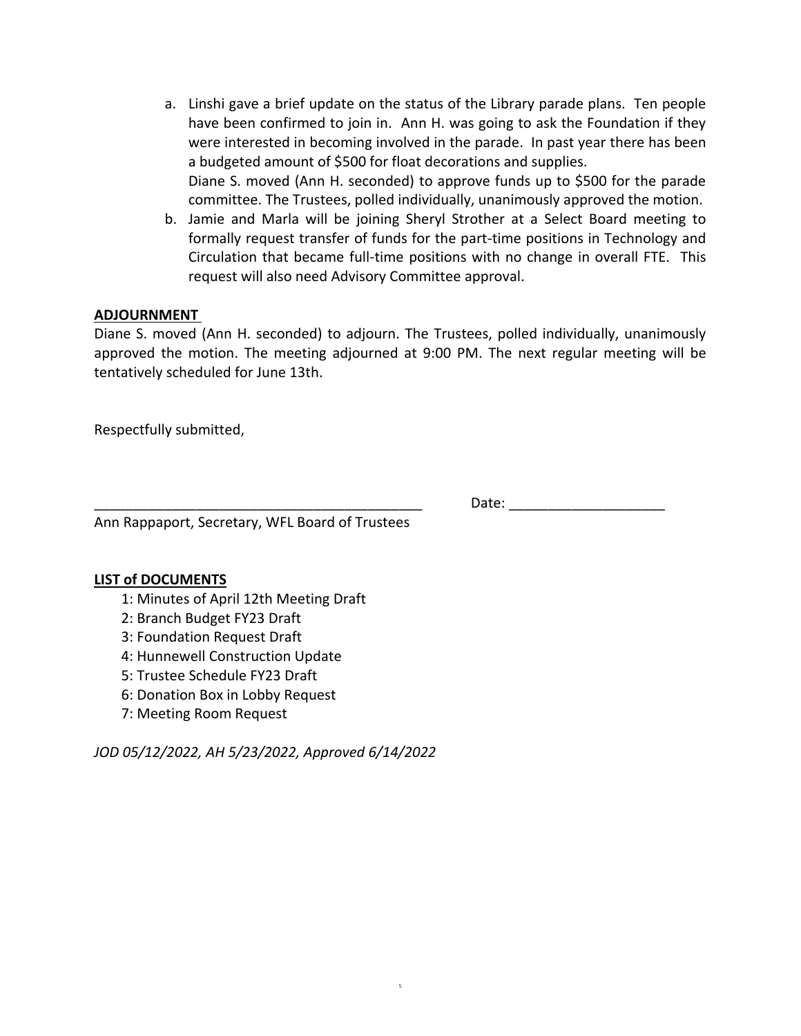a. Linshi gave a brief update on the status of the Library parade plans. Ten people have been confirmed to join in. Ann H. was going to ask the Foundation if they were interested in becoming involved in the parade. In past year there has been a budgeted amount of $500 for float decorations and supplies.
   Diane S. moved (Ann H. seconded) to approve funds up to $500 for the parade committee. The Trustees, polled individually, unanimously approved the motion.
b. Jamie and Marla will be joining Sheryl Strother at a Select Board meeting to formally request transfer of funds for the part-time positions in Technology and Circulation that became full-time positions with no change in overall FTE. This request will also need Advisory Committee approval.

**ADJOURNMENT**

Diane S. moved (Ann H. seconded) to adjourn. The Trustees, polled individually, unanimously approved the motion. The meeting adjourned at 9:00 PM. The next regular meeting will be tentatively scheduled for June 13th.

Respectfully submitted,

\_\_\_\_\_\_\_\_\_\_\_\_\_\_\_\_\_\_\_\_\_\_\_\_\_\_\_\_\_\_\_\_\_\_\_\_\_\_\_\_\_\_ Date: \_\_\_\_\_\_\_\_\_\_\_\_\_\_\_\_\_\_\_\_

Ann Rappaport, Secretary, WFL Board of Trustees

**LIST of DOCUMENTS**

1: Minutes of April 12th Meeting Draft
2: Branch Budget FY23 Draft
3: Foundation Request Draft
4: Hunnewell Construction Update
5: Trustee Schedule FY23 Draft
6: Donation Box in Lobby Request
7: Meeting Room Request

*JOD 05/12/2022, AH 5/23/2022, Approved 6/14/2022*